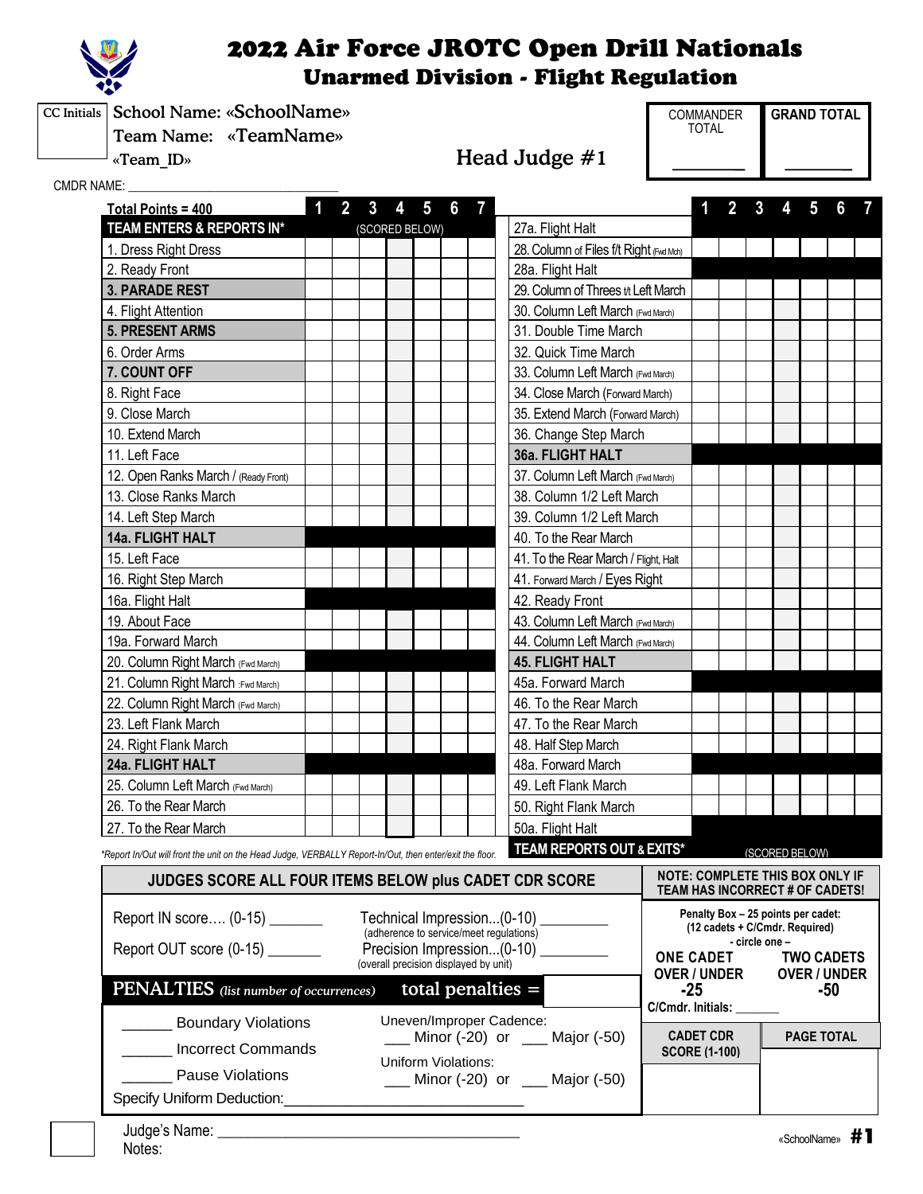# 2022 Air Force JROTC Open Drill Nationals

## Unarmed Division - Flight Regulation

CC Initials

School Name: «SchoolName»

Team Name: «TeamName»

«Team_ID»

Head Judge #1

| COMMANDER TOTAL | GRAND TOTAL |
|---|---|
| ________ | ________ |

CMDR NAME: ______________________________

| Total Points = 400 | 1 | 2 | 3 | 4 | 5 | 6 | 7 |
|---|---|---|---|---|---|---|---|
| **TEAM ENTERS & REPORTS IN*** | (SCORED BELOW) | | | | | | |
| 1. Dress Right Dress | | | | | | | |
| 2. Ready Front | | | | | | | |
| **3. PARADE REST** | | | | | | | |
| 4. Flight Attention | | | | | | | |
| **5. PRESENT ARMS** | | | | | | | |
| 6. Order Arms | | | | | | | |
| **7. COUNT OFF** | | | | | | | |
| 8. Right Face | | | | | | | |
| 9. Close March | | | | | | | |
| 10. Extend March | | | | | | | |
| 11. Left Face | | | | | | | |
| 12. Open Ranks March / (Ready Front) | | | | | | | |
| 13. Close Ranks March | | | | | | | |
| 14. Left Step March | | | | | | | |
| **14a. FLIGHT HALT** | | | | | | | |
| 15. Left Face | | | | | | | |
| 16. Right Step March | | | | | | | |
| 16a. Flight Halt | | | | | | | |
| 19. About Face | | | | | | | |
| 19a. Forward March | | | | | | | |
| 20. Column Right March (Fwd March) | | | | | | | |
| 21. Column Right March :Fwd March) | | | | | | | |
| 22. Column Right March (Fwd March) | | | | | | | |
| 23. Left Flank March | | | | | | | |
| 24. Right Flank March | | | | | | | |
| **24a. FLIGHT HALT** | | | | | | | |
| 25. Column Left March (Fwd March) | | | | | | | |
| 26. To the Rear March | | | | | | | |
| 27. To the Rear March | | | | | | | |

| | 1 | 2 | 3 | 4 | 5 | 6 | 7 |
|---|---|---|---|---|---|---|---|
| 27a. Flight Halt | | | | | | | |
| 28. Column of Files f/t Right (Fwd Mch) | | | | | | | |
| 28a. Flight Halt | | | | | | | |
| 29. Column of Threes f/t Left March | | | | | | | |
| 30. Column Left March (Fwd March) | | | | | | | |
| 31. Double Time March | | | | | | | |
| 32. Quick Time March | | | | | | | |
| 33. Column Left March (Fwd March) | | | | | | | |
| 34. Close March (Forward March) | | | | | | | |
| 35. Extend March (Forward March) | | | | | | | |
| 36. Change Step March | | | | | | | |
| **36a. FLIGHT HALT** | | | | | | | |
| 37. Column Left March (Fwd March) | | | | | | | |
| 38. Column 1/2 Left March | | | | | | | |
| 39. Column 1/2 Left March | | | | | | | |
| 40. To the Rear March | | | | | | | |
| 41. To the Rear March / Flight, Halt | | | | | | | |
| 41. Forward March / Eyes Right | | | | | | | |
| 42. Ready Front | | | | | | | |
| 43. Column Left March (Fwd March) | | | | | | | |
| 44. Column Left March (Fwd March) | | | | | | | |
| **45. FLIGHT HALT** | | | | | | | |
| 45a. Forward March | | | | | | | |
| 46. To the Rear March | | | | | | | |
| 47. To the Rear March | | | | | | | |
| 48. Half Step March | | | | | | | |
| 48a. Forward March | | | | | | | |
| 49. Left Flank March | | | | | | | |
| 50. Right Flank March | | | | | | | |
| 50a. Flight Halt | | | | | | | |
| **TEAM REPORTS OUT & EXITS*** | (SCORED BELOW) | | | | | | |

*Report In/Out will front the unit on the Head Judge, VERBALLY Report-In/Out, then enter/exit the floor.*

### JUDGES SCORE ALL FOUR ITEMS BELOW plus CADET CDR SCORE

Report IN score.... (0-15) _______

Report OUT score (0-15) _______

Technical Impression...(0-10) _________
(adherence to service/meet regulations)

Precision Impression...(0-10) _________
(overall precision displayed by unit)

**PENALTIES** *(list number of occurrences)* total penalties = ________

______ Boundary Violations

______ Incorrect Commands

______ Pause Violations

Uneven/Improper Cadence:
___ Minor (-20) or ___ Major (-50)

Uniform Violations:
___ Minor (-20) or ___ Major (-50)

Specify Uniform Deduction:_____________________________

**NOTE: COMPLETE THIS BOX ONLY IF TEAM HAS INCORRECT # OF CADETS!**

Penalty Box – 25 points per cadet:
(12 cadets + C/Cmdr. Required)
- circle one –

| ONE CADET OVER / UNDER | TWO CADETS OVER / UNDER |
|---|---|
| -25 | -50 |

C/Cmdr. Initials: ______

| CADET CDR SCORE (1-100) | PAGE TOTAL |
|---|---|
| | |

Judge's Name: ________________________________________

Notes:

«SchoolName» #1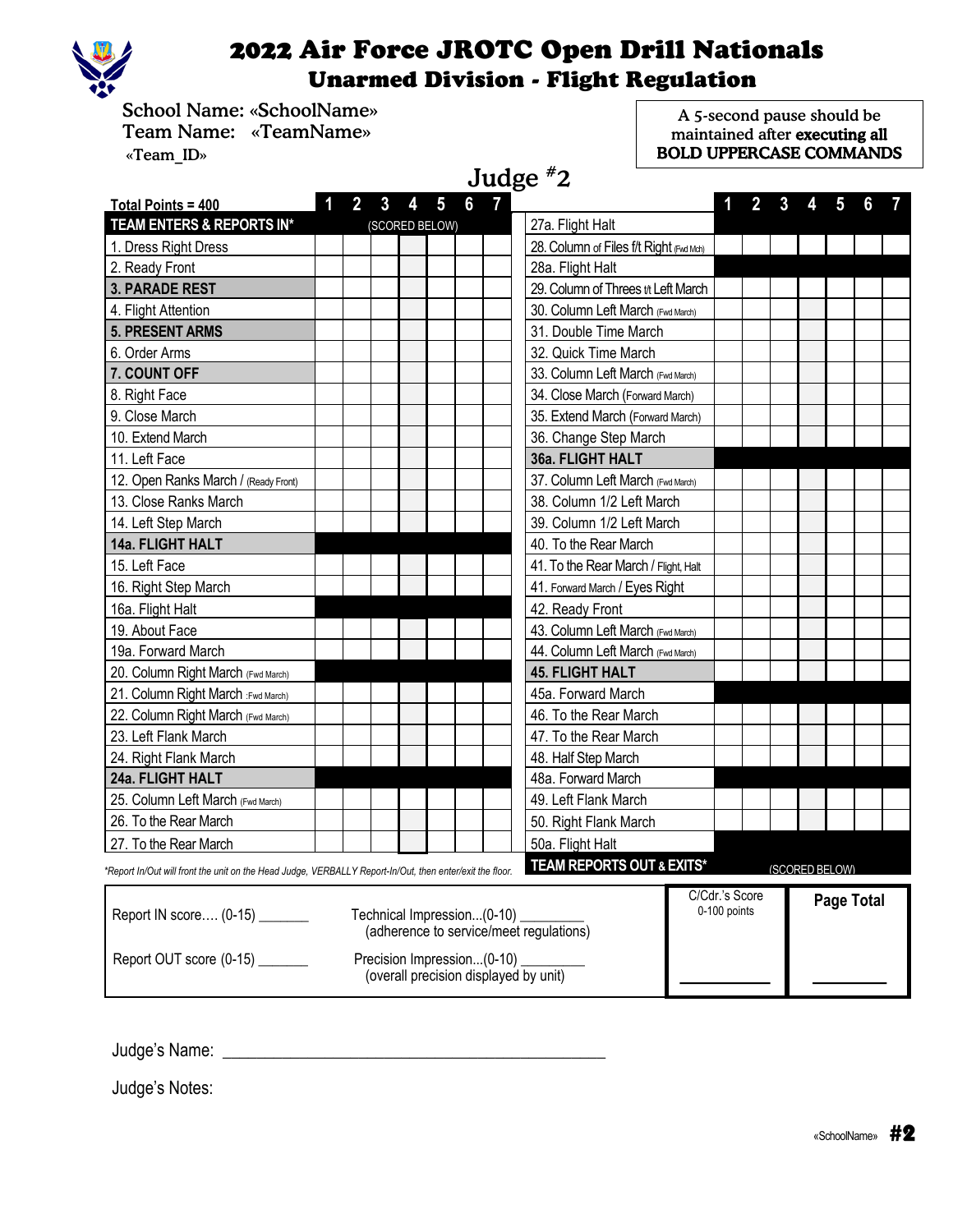# 2022 Air Force JROTC Open Drill Nationals

## Unarmed Division - Flight Regulation

School Name: «SchoolName»
Team Name: «TeamName»
«Team_ID»

A 5-second pause should be maintained after **executing all BOLD UPPERCASE COMMANDS**

### Judge #2

| Total Points = 400 | 1 | 2 | 3 | 4 | 5 | 6 | 7 |
|---|---|---|---|---|---|---|---|
| **TEAM ENTERS & REPORTS IN*** | | | (SCORED BELOW) | | | | |
| 1. Dress Right Dress | | | | | | | |
| 2. Ready Front | | | | | | | |
| **3. PARADE REST** | | | | | | | |
| 4. Flight Attention | | | | | | | |
| **5. PRESENT ARMS** | | | | | | | |
| 6. Order Arms | | | | | | | |
| **7. COUNT OFF** | | | | | | | |
| 8. Right Face | | | | | | | |
| 9. Close March | | | | | | | |
| 10. Extend March | | | | | | | |
| 11. Left Face | | | | | | | |
| 12. Open Ranks March / (Ready Front) | | | | | | | |
| 13. Close Ranks March | | | | | | | |
| 14. Left Step March | | | | | | | |
| **14a. FLIGHT HALT** | | | | | | | |
| 15. Left Face | | | | | | | |
| 16. Right Step March | | | | | | | |
| 16a. Flight Halt | | | | | | | |
| 19. About Face | | | | | | | |
| 19a. Forward March | | | | | | | |
| 20. Column Right March (Fwd March) | | | | | | | |
| 21. Column Right March :Fwd March) | | | | | | | |
| 22. Column Right March (Fwd March) | | | | | | | |
| 23. Left Flank March | | | | | | | |
| 24. Right Flank March | | | | | | | |
| **24a. FLIGHT HALT** | | | | | | | |
| 25. Column Left March (Fwd March) | | | | | | | |
| 26. To the Rear March | | | | | | | |
| 27. To the Rear March | | | | | | | |

*Report In/Out will front the unit on the Head Judge, VERBALLY Report-In/Out, then enter/exit the floor.

| | 1 | 2 | 3 | 4 | 5 | 6 | 7 |
|---|---|---|---|---|---|---|---|
| 27a. Flight Halt | | | | | | | |
| 28. Column of Files f/t Right (Fwd Mch) | | | | | | | |
| 28a. Flight Halt | | | | | | | |
| 29. Column of Threes f/t Left March | | | | | | | |
| 30. Column Left March (Fwd March) | | | | | | | |
| 31. Double Time March | | | | | | | |
| 32. Quick Time March | | | | | | | |
| 33. Column Left March (Fwd March) | | | | | | | |
| 34. Close March (Forward March) | | | | | | | |
| 35. Extend March (Forward March) | | | | | | | |
| 36. Change Step March | | | | | | | |
| **36a. FLIGHT HALT** | | | | | | | |
| 37. Column Left March (Fwd March) | | | | | | | |
| 38. Column 1/2 Left March | | | | | | | |
| 39. Column 1/2 Left March | | | | | | | |
| 40. To the Rear March | | | | | | | |
| 41. To the Rear March / Flight, Halt | | | | | | | |
| 41. Forward March / Eyes Right | | | | | | | |
| 42. Ready Front | | | | | | | |
| 43. Column Left March (Fwd March) | | | | | | | |
| 44. Column Left March (Fwd March) | | | | | | | |
| **45. FLIGHT HALT** | | | | | | | |
| 45a. Forward March | | | | | | | |
| 46. To the Rear March | | | | | | | |
| 47. To the Rear March | | | | | | | |
| 48. Half Step March | | | | | | | |
| 48a. Forward March | | | | | | | |
| 49. Left Flank March | | | | | | | |
| 50. Right Flank March | | | | | | | |
| 50a. Flight Halt | | | | | | | |
| **TEAM REPORTS OUT & EXITS*** | | | | (SCORED BELOW) | | | |

Report IN score…. (0-15) _______

Report OUT score (0-15) _______

Technical Impression...(0-10) _________
(adherence to service/meet regulations)

Precision Impression...(0-10) _________
(overall precision displayed by unit)

C/Cdr.'s Score
0-100 points
__________

**Page Total**
__________

Judge's Name: ____________________________________________

Judge's Notes: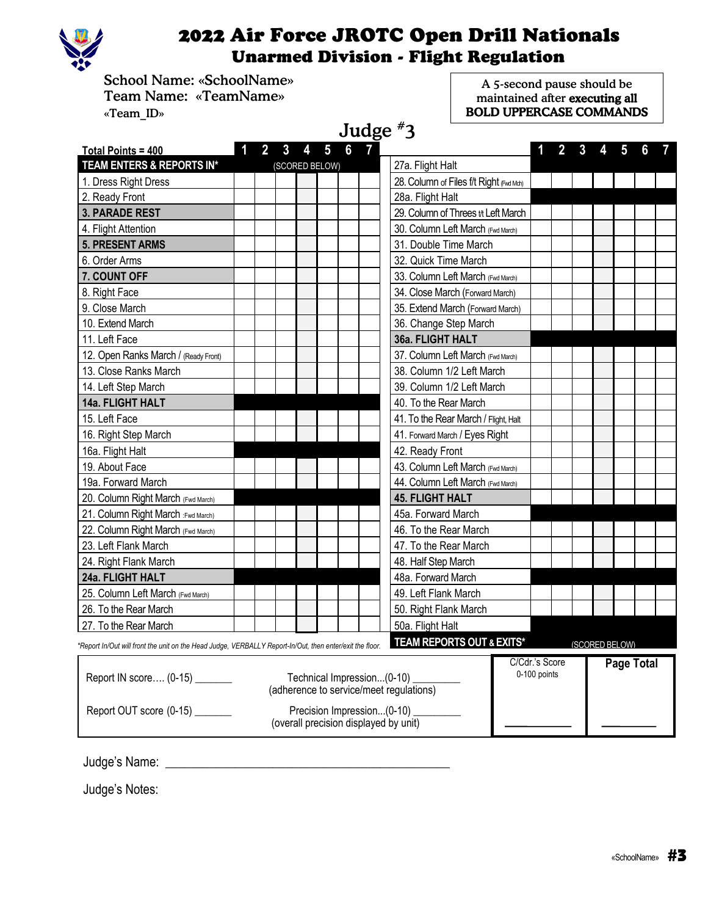# 2022 Air Force JROTC Open Drill Nationals

## Unarmed Division - Flight Regulation

School Name: «SchoolName»
Team Name: «TeamName»
«Team_ID»

A 5-second pause should be maintained after **executing all BOLD UPPERCASE COMMANDS**

### Judge #3

| Total Points = 400 | 1 | 2 | 3 | 4 | 5 | 6 | 7 | | 1 | 2 | 3 | 4 | 5 | 6 | 7 |
|---|---|---|---|---|---|---|---|---|---|---|---|---|---|---|---|
| **TEAM ENTERS & REPORTS IN*** | (SCORED BELOW) | | | | | | | 27a. Flight Halt | | | | | | | |
| 1. Dress Right Dress | | | | | | | | 28. Column of Files f/t Right (Fwd Mch) | | | | | | | |
| 2. Ready Front | | | | | | | | 28a. Flight Halt | | | | | | | |
| **3. PARADE REST** | | | | | | | | 29. Column of Threes f/t Left March | | | | | | | |
| 4. Flight Attention | | | | | | | | 30. Column Left March (Fwd March) | | | | | | | |
| **5. PRESENT ARMS** | | | | | | | | 31. Double Time March | | | | | | | |
| 6. Order Arms | | | | | | | | 32. Quick Time March | | | | | | | |
| **7. COUNT OFF** | | | | | | | | 33. Column Left March (Fwd March) | | | | | | | |
| 8. Right Face | | | | | | | | 34. Close March (Forward March) | | | | | | | |
| 9. Close March | | | | | | | | 35. Extend March (Forward March) | | | | | | | |
| 10. Extend March | | | | | | | | 36. Change Step March | | | | | | | |
| 11. Left Face | | | | | | | | **36a. FLIGHT HALT** | | | | | | | |
| 12. Open Ranks March / (Ready Front) | | | | | | | | 37. Column Left March (Fwd March) | | | | | | | |
| 13. Close Ranks March | | | | | | | | 38. Column 1/2 Left March | | | | | | | |
| 14. Left Step March | | | | | | | | 39. Column 1/2 Left March | | | | | | | |
| **14a. FLIGHT HALT** | | | | | | | | 40. To the Rear March | | | | | | | |
| 15. Left Face | | | | | | | | 41. To the Rear March / Flight, Halt | | | | | | | |
| 16. Right Step March | | | | | | | | 41. Forward March / Eyes Right | | | | | | | |
| 16a. Flight Halt | | | | | | | | 42. Ready Front | | | | | | | |
| 19. About Face | | | | | | | | 43. Column Left March (Fwd March) | | | | | | | |
| 19a. Forward March | | | | | | | | 44. Column Left March (Fwd March) | | | | | | | |
| 20. Column Right March (Fwd March) | | | | | | | | **45. FLIGHT HALT** | | | | | | | |
| 21. Column Right March :Fwd March) | | | | | | | | 45a. Forward March | | | | | | | |
| 22. Column Right March (Fwd March) | | | | | | | | 46. To the Rear March | | | | | | | |
| 23. Left Flank March | | | | | | | | 47. To the Rear March | | | | | | | |
| 24. Right Flank March | | | | | | | | 48. Half Step March | | | | | | | |
| **24a. FLIGHT HALT** | | | | | | | | 48a. Forward March | | | | | | | |
| 25. Column Left March (Fwd March) | | | | | | | | 49. Left Flank March | | | | | | | |
| 26. To the Rear March | | | | | | | | 50. Right Flank March | | | | | | | |
| 27. To the Rear March | | | | | | | | 50a. Flight Halt | | | | | | | |
| | | | | | | | | **TEAM REPORTS OUT & EXITS*** | (SCORED BELOW) | | | | | | |

*Report In/Out will front the unit on the Head Judge, VERBALLY Report-In/Out, then enter/exit the floor.

| | | C/Cdr.'s Score 0-100 points | Page Total |
|---|---|---|---|
| Report IN score…. (0-15) _______ | Technical Impression...(0-10) _________ (adherence to service/meet regulations) | | |
| Report OUT score (0-15) _______ | Precision Impression...(0-10) _________ (overall precision displayed by unit) | ___________ | _________ |

Judge's Name: _____________________________________________

Judge's Notes: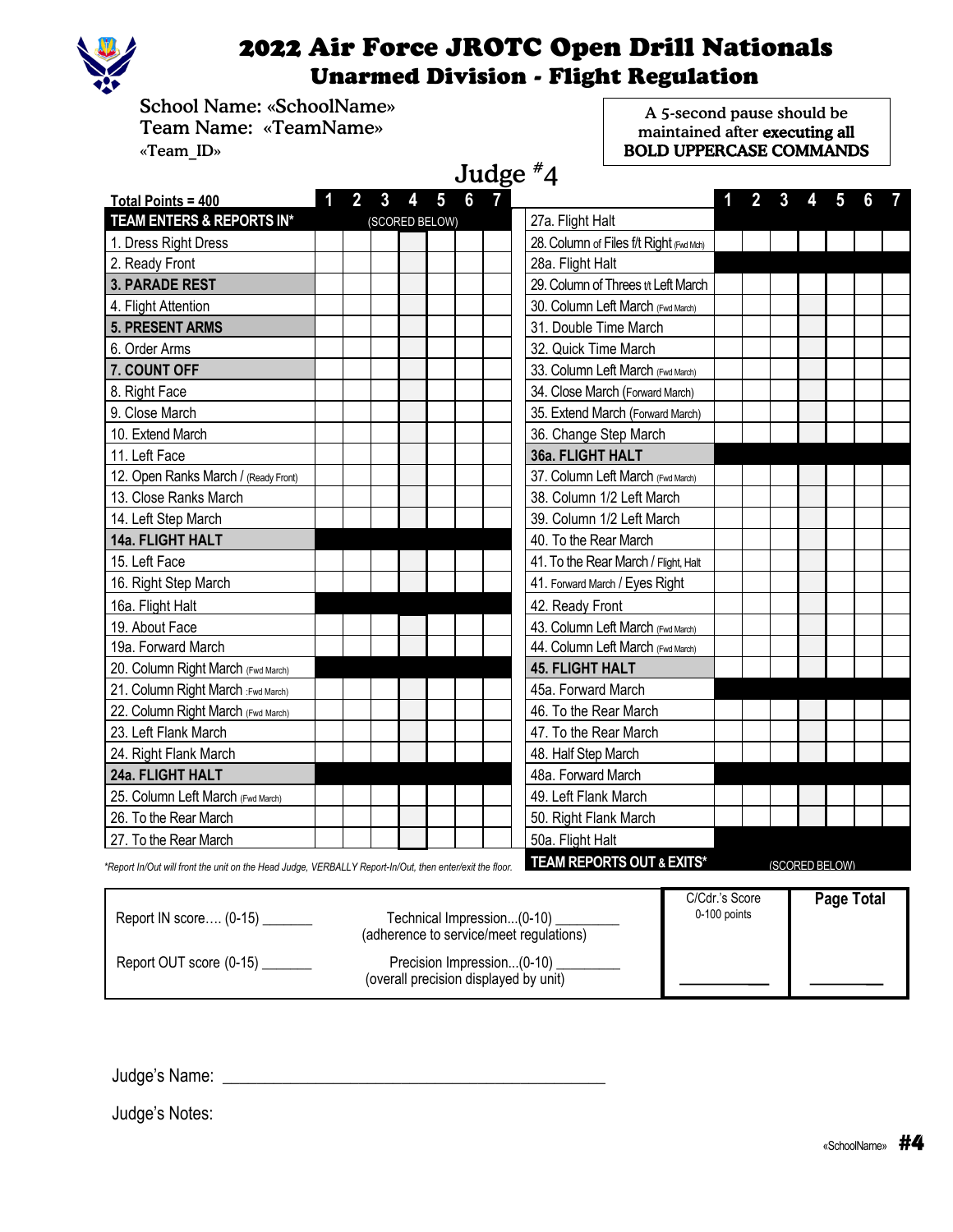# 2022 Air Force JROTC Open Drill Nationals

## Unarmed Division - Flight Regulation

School Name: «SchoolName»
Team Name: «TeamName»
«Team_ID»

A 5-second pause should be maintained after **executing all BOLD UPPERCASE COMMANDS**

Judge #4

| Total Points = 400 | 1 | 2 | 3 | 4 | 5 | 6 | 7 | | 1 | 2 | 3 | 4 | 5 | 6 | 7 |
|---|---|---|---|---|---|---|---|---|---|---|---|---|---|---|---|
| **TEAM ENTERS & REPORTS IN*** | (SCORED BELOW) | | | | | | | 27a. Flight Halt | | | | | | | |
| 1. Dress Right Dress | | | | | | | | 28. Column of Files f/t Right (Fwd Mch) | | | | | | | |
| 2. Ready Front | | | | | | | | 28a. Flight Halt | | | | | | | |
| **3. PARADE REST** | | | | | | | | 29. Column of Threes f/t Left March | | | | | | | |
| 4. Flight Attention | | | | | | | | 30. Column Left March (Fwd March) | | | | | | | |
| **5. PRESENT ARMS** | | | | | | | | 31. Double Time March | | | | | | | |
| 6. Order Arms | | | | | | | | 32. Quick Time March | | | | | | | |
| **7. COUNT OFF** | | | | | | | | 33. Column Left March (Fwd March) | | | | | | | |
| 8. Right Face | | | | | | | | 34. Close March (Forward March) | | | | | | | |
| 9. Close March | | | | | | | | 35. Extend March (Forward March) | | | | | | | |
| 10. Extend March | | | | | | | | 36. Change Step March | | | | | | | |
| 11. Left Face | | | | | | | | **36a. FLIGHT HALT** | | | | | | | |
| 12. Open Ranks March / (Ready Front) | | | | | | | | 37. Column Left March (Fwd March) | | | | | | | |
| 13. Close Ranks March | | | | | | | | 38. Column 1/2 Left March | | | | | | | |
| 14. Left Step March | | | | | | | | 39. Column 1/2 Left March | | | | | | | |
| **14a. FLIGHT HALT** | | | | | | | | 40. To the Rear March | | | | | | | |
| 15. Left Face | | | | | | | | 41. To the Rear March / Flight, Halt | | | | | | | |
| 16. Right Step March | | | | | | | | 41. Forward March / Eyes Right | | | | | | | |
| 16a. Flight Halt | | | | | | | | 42. Ready Front | | | | | | | |
| 19. About Face | | | | | | | | 43. Column Left March (Fwd March) | | | | | | | |
| 19a. Forward March | | | | | | | | 44. Column Left March (Fwd March) | | | | | | | |
| 20. Column Right March (Fwd March) | | | | | | | | **45. FLIGHT HALT** | | | | | | | |
| 21. Column Right March :Fwd March) | | | | | | | | 45a. Forward March | | | | | | | |
| 22. Column Right March (Fwd March) | | | | | | | | 46. To the Rear March | | | | | | | |
| 23. Left Flank March | | | | | | | | 47. To the Rear March | | | | | | | |
| 24. Right Flank March | | | | | | | | 48. Half Step March | | | | | | | |
| **24a. FLIGHT HALT** | | | | | | | | 48a. Forward March | | | | | | | |
| 25. Column Left March (Fwd March) | | | | | | | | 49. Left Flank March | | | | | | | |
| 26. To the Rear March | | | | | | | | 50. Right Flank March | | | | | | | |
| 27. To the Rear March | | | | | | | | 50a. Flight Halt | | | | | | | |
| | | | | | | | | **TEAM REPORTS OUT & EXITS*** | (SCORED BELOW) | | | | | | |

*Report In/Out will front the unit on the Head Judge, VERBALLY Report-In/Out, then enter/exit the floor.

| | | C/Cdr.'s Score 0-100 points | Page Total |
|---|---|---|---|
| Report IN score.... (0-15) _______ | Technical Impression...(0-10) _________ (adherence to service/meet regulations) | | |
| Report OUT score (0-15) _______ | Precision Impression...(0-10) _________ (overall precision displayed by unit) | __________ | ________ |

Judge's Name: ____________________________________________

Judge's Notes:

«SchoolName» **#4**